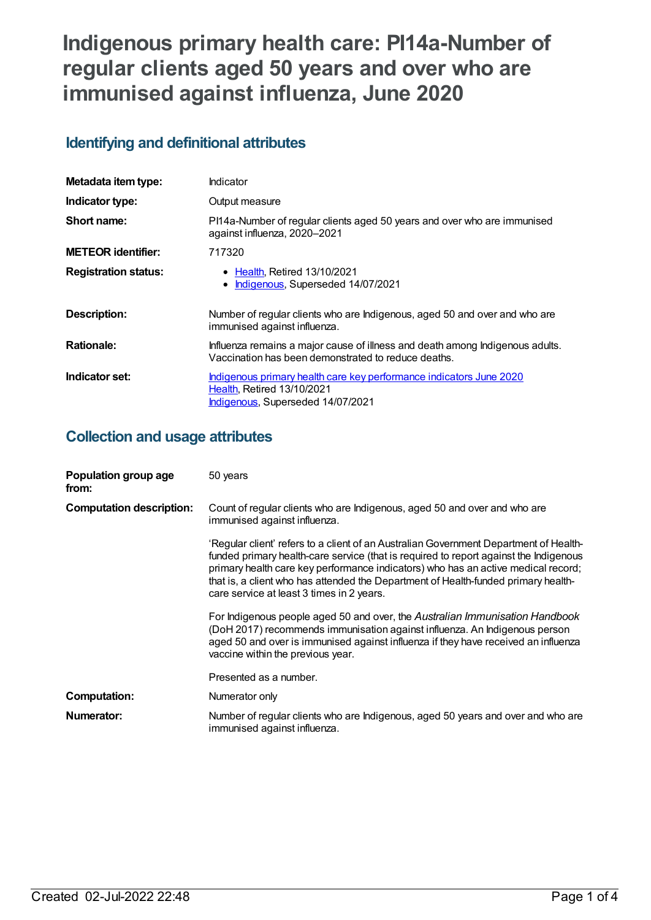# Indigenous primary health care: PI14a-Number of regular clients aged 50 years and over who are immunised against influenza, June 2020

## Identifying and definitional attributes

| | |
|---|---|
| **Metadata item type:** | Indicator |
| **Indicator type:** | Output measure |
| **Short name:** | PI14a-Number of regular clients aged 50 years and over who are immunised against influenza, 2020–2021 |
| **METEOR identifier:** | 717320 |
| **Registration status:** | • Health, Retired 13/10/2021<br>• Indigenous, Superseded 14/07/2021 |
| **Description:** | Number of regular clients who are Indigenous, aged 50 and over and who are immunised against influenza. |
| **Rationale:** | Influenza remains a major cause of illness and death among Indigenous adults. Vaccination has been demonstrated to reduce deaths. |
| **Indicator set:** | Indigenous primary health care key performance indicators June 2020<br>Health, Retired 13/10/2021<br>Indigenous, Superseded 14/07/2021 |

## Collection and usage attributes

| | |
|---|---|
| **Population group age from:** | 50 years |
| **Computation description:** | Count of regular clients who are Indigenous, aged 50 and over and who are immunised against influenza.<br><br>'Regular client' refers to a client of an Australian Government Department of Health-funded primary health-care service (that is required to report against the Indigenous primary health care key performance indicators) who has an active medical record; that is, a client who has attended the Department of Health-funded primary health-care service at least 3 times in 2 years.<br><br>For Indigenous people aged 50 and over, the *Australian Immunisation Handbook* (DoH 2017) recommends immunisation against influenza. An Indigenous person aged 50 and over is immunised against influenza if they have received an influenza vaccine within the previous year.<br><br>Presented as a number. |
| **Computation:** | Numerator only |
| **Numerator:** | Number of regular clients who are Indigenous, aged 50 years and over and who are immunised against influenza. |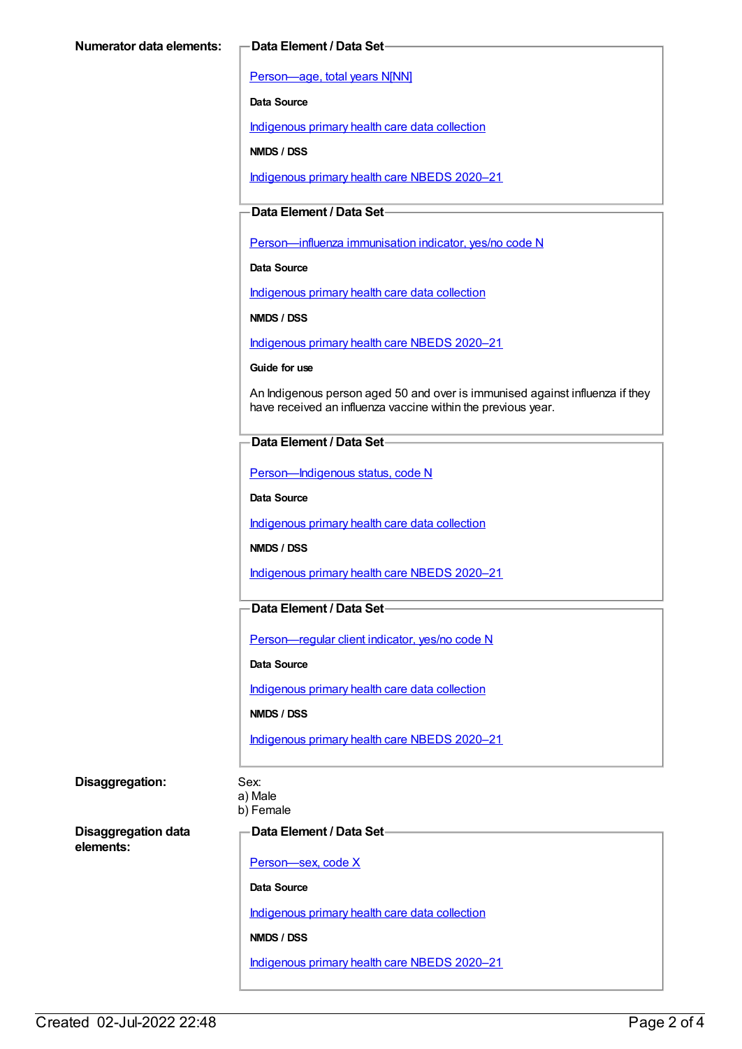**Numerator data elements:**

**Data Element / Data Set**

Person—age, total years N[NN]

**Data Source**

Indigenous primary health care data collection

**NMDS / DSS**

Indigenous primary health care NBEDS 2020–21

**Data Element / Data Set**

Person—influenza immunisation indicator, yes/no code N

**Data Source**

Indigenous primary health care data collection

**NMDS / DSS**

Indigenous primary health care NBEDS 2020–21

**Guide for use**

An Indigenous person aged 50 and over is immunised against influenza if they have received an influenza vaccine within the previous year.

**Data Element / Data Set**

Person—Indigenous status, code N

**Data Source**

Indigenous primary health care data collection

**NMDS / DSS**

Indigenous primary health care NBEDS 2020–21

**Data Element / Data Set**

Person—regular client indicator, yes/no code N

**Data Source**

Indigenous primary health care data collection

**NMDS / DSS**

Indigenous primary health care NBEDS 2020–21

**Disaggregation:**

Sex:
a) Male
b) Female

**Disaggregation data elements:**

**Data Element / Data Set**

Person—sex, code X

**Data Source**

Indigenous primary health care data collection

**NMDS / DSS**

Indigenous primary health care NBEDS 2020–21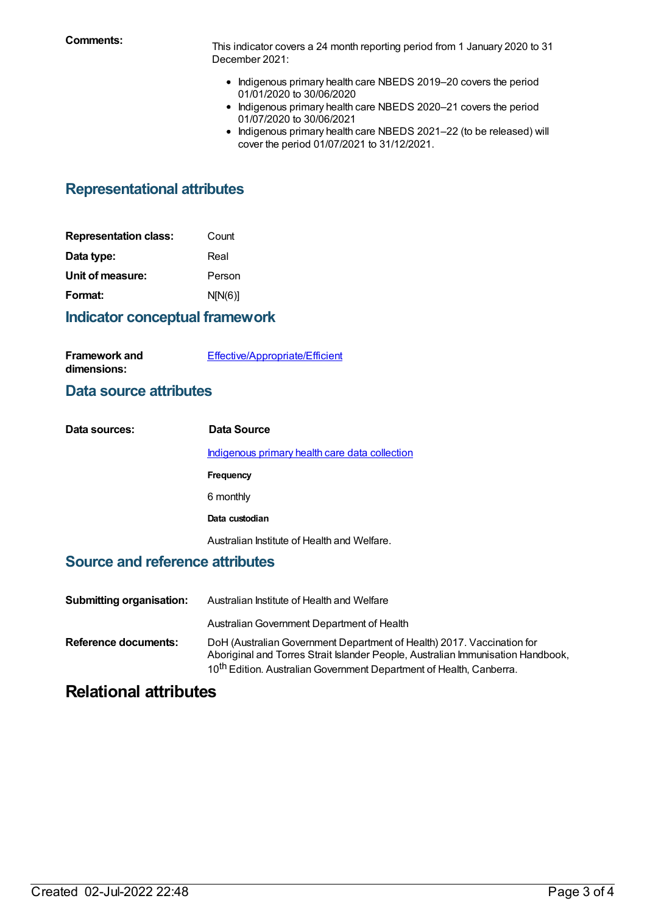**Comments:**

This indicator covers a 24 month reporting period from 1 January 2020 to 31 December 2021:

- Indigenous primary health care NBEDS 2019–20 covers the period 01/01/2020 to 30/06/2020
- Indigenous primary health care NBEDS 2020–21 covers the period 01/07/2020 to 30/06/2021
- Indigenous primary health care NBEDS 2021–22 (to be released) will cover the period 01/07/2021 to 31/12/2021.

## Representational attributes

| | |
|---|---|
| **Representation class:** | Count |
| **Data type:** | Real |
| **Unit of measure:** | Person |
| **Format:** | N[N(6)] |

## Indicator conceptual framework

**Framework and dimensions:** Effective/Appropriate/Efficient

## Data source attributes

**Data sources:**

**Data Source**

Indigenous primary health care data collection

**Frequency**

6 monthly

**Data custodian**

Australian Institute of Health and Welfare.

## Source and reference attributes

**Submitting organisation:** Australian Institute of Health and Welfare

Australian Government Department of Health

**Reference documents:** DoH (Australian Government Department of Health) 2017. Vaccination for Aboriginal and Torres Strait Islander People, Australian Immunisation Handbook, 10th Edition. Australian Government Department of Health, Canberra.

# Relational attributes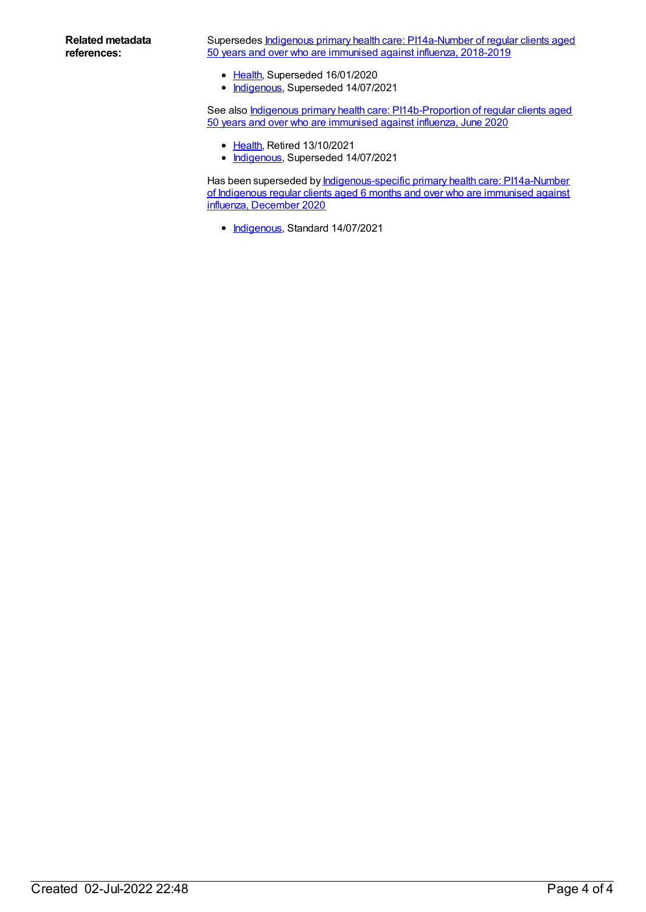**Related metadata references:**

Supersedes Indigenous primary health care: PI14a-Number of regular clients aged 50 years and over who are immunised against influenza, 2018-2019

- Health, Superseded 16/01/2020
- Indigenous, Superseded 14/07/2021

See also Indigenous primary health care: PI14b-Proportion of regular clients aged 50 years and over who are immunised against influenza, June 2020

- Health, Retired 13/10/2021
- Indigenous, Superseded 14/07/2021

Has been superseded by Indigenous-specific primary health care: PI14a-Number of Indigenous regular clients aged 6 months and over who are immunised against influenza, December 2020

- Indigenous, Standard 14/07/2021